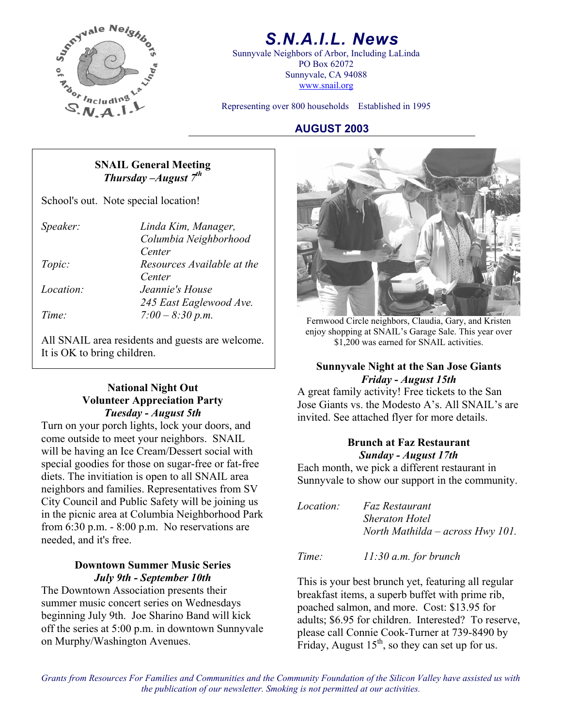# S.N.A.I.L. News

Sunnyvale Neighbors of Arbor, Including LaLinda
PO Box 62072
Sunnyvale, CA 94088
www.snail.org

Representing over 800 households    Established in 1995

## AUGUST 2003

### SNAIL General Meeting
***Thursday –August 7th***

School's out. Note special location!

| | |
|---|---|
| *Speaker:* | *Linda Kim, Manager, Columbia Neighborhood Center* |
| *Topic:* | *Resources Available at the Center* |
| *Location:* | *Jeannie's House 245 East Eaglewood Ave.* |
| *Time:* | *7:00 – 8:30 p.m.* |

All SNAIL area residents and guests are welcome. It is OK to bring children.

### National Night Out Volunteer Appreciation Party
***Tuesday - August 5th***

Turn on your porch lights, lock your doors, and come outside to meet your neighbors. SNAIL will be having an Ice Cream/Dessert social with special goodies for those on sugar-free or fat-free diets. The invitation is open to all SNAIL area neighbors and families. Representatives from SV City Council and Public Safety will be joining us in the picnic area at Columbia Neighborhood Park from 6:30 p.m. - 8:00 p.m. No reservations are needed, and it's free.

### Downtown Summer Music Series
***July 9th - September 10th***

The Downtown Association presents their summer music concert series on Wednesdays beginning July 9th. Joe Sharino Band will kick off the series at 5:00 p.m. in downtown Sunnyvale on Murphy/Washington Avenues.

Fernwood Circle neighbors, Claudia, Gary, and Kristen enjoy shopping at SNAIL's Garage Sale. This year over $1,200 was earned for SNAIL activities.

### Sunnyvale Night at the San Jose Giants
***Friday - August 15th***

A great family activity! Free tickets to the San Jose Giants vs. the Modesto A's. All SNAIL's are invited. See attached flyer for more details.

### Brunch at Faz Restaurant
***Sunday - August 17th***

Each month, we pick a different restaurant in Sunnyvale to show our support in the community.

| | |
|---|---|
| *Location:* | *Faz Restaurant Sheraton Hotel North Mathilda – across Hwy 101.* |
| *Time:* | *11:30 a.m. for brunch* |

This is your best brunch yet, featuring all regular breakfast items, a superb buffet with prime rib, poached salmon, and more. Cost: $13.95 for adults; $6.95 for children. Interested? To reserve, please call Connie Cook-Turner at 739-8490 by Friday, August 15th, so they can set up for us.

*Grants from Resources For Families and Communities and the Community Foundation of the Silicon Valley have assisted us with the publication of our newsletter. Smoking is not permitted at our activities.*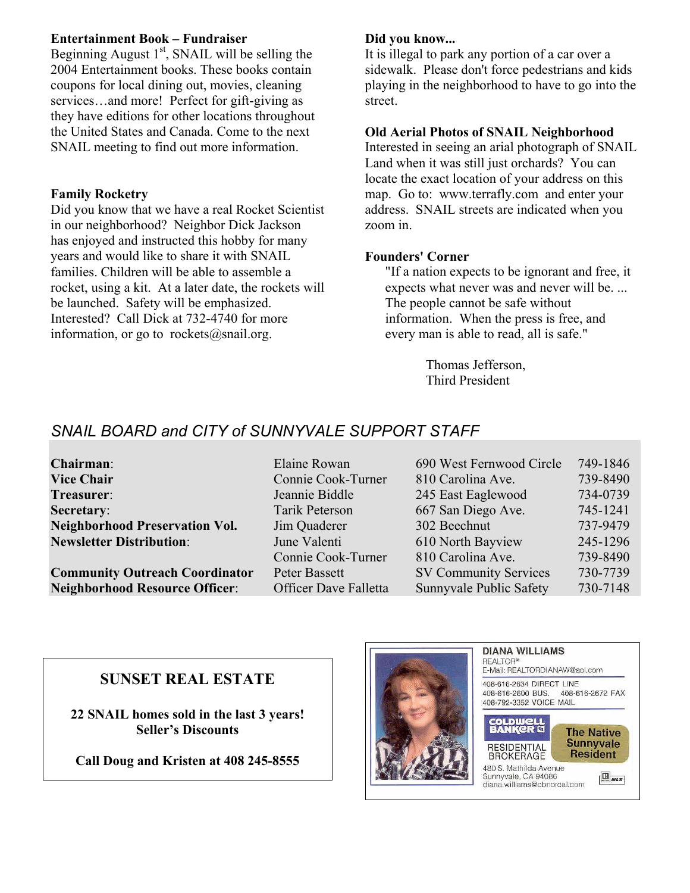**Entertainment Book – Fundraiser**
Beginning August 1st, SNAIL will be selling the 2004 Entertainment books. These books contain coupons for local dining out, movies, cleaning services…and more! Perfect for gift-giving as they have editions for other locations throughout the United States and Canada. Come to the next SNAIL meeting to find out more information.

**Family Rocketry**
Did you know that we have a real Rocket Scientist in our neighborhood? Neighbor Dick Jackson has enjoyed and instructed this hobby for many years and would like to share it with SNAIL families. Children will be able to assemble a rocket, using a kit. At a later date, the rockets will be launched. Safety will be emphasized. Interested? Call Dick at 732-4740 for more information, or go to rockets@snail.org.

**Did you know...**
It is illegal to park any portion of a car over a sidewalk. Please don't force pedestrians and kids playing in the neighborhood to have to go into the street.

**Old Aerial Photos of SNAIL Neighborhood**
Interested in seeing an arial photograph of SNAIL Land when it was still just orchards? You can locate the exact location of your address on this map. Go to: www.terrafly.com and enter your address. SNAIL streets are indicated when you zoom in.

**Founders' Corner**

> "If a nation expects to be ignorant and free, it expects what never was and never will be. ... The people cannot be safe without information. When the press is free, and every man is able to read, all is safe."
>
> Thomas Jefferson,
> Third President

## *SNAIL BOARD and CITY of SUNNYVALE SUPPORT STAFF*

| | | | |
|---|---|---|---|
| **Chairman**: | Elaine Rowan | 690 West Fernwood Circle | 749-1846 |
| **Vice Chair** | Connie Cook-Turner | 810 Carolina Ave. | 739-8490 |
| **Treasurer**: | Jeannie Biddle | 245 East Eaglewood | 734-0739 |
| **Secretary**: | Tarik Peterson | 667 San Diego Ave. | 745-1241 |
| **Neighborhood Preservation Vol.** | Jim Quaderer | 302 Beechnut | 737-9479 |
| **Newsletter Distribution**: | June Valenti | 610 North Bayview | 245-1296 |
| | Connie Cook-Turner | 810 Carolina Ave. | 739-8490 |
| **Community Outreach Coordinator** | Peter Bassett | SV Community Services | 730-7739 |
| **Neighborhood Resource Officer**: | Officer Dave Falletta | Sunnyvale Public Safety | 730-7148 |

**SUNSET REAL ESTATE**

**22 SNAIL homes sold in the last 3 years!**
**Seller's Discounts**

**Call Doug and Kristen at 408 245-8555**

**DIANA WILLIAMS**
REALTOR®
E-Mail: REALTORDIANAW@aol.com
408-616-2634 DIRECT LINE
408-616-2600 BUS. 408-616-2672 FAX
408-792-3352 VOICE MAIL
COLDWELL BANKER
RESIDENTIAL BROKERAGE
The Native Sunnyvale Resident
480 S. Mathilda Avenue
Sunnyvale, CA 94086
diana.williams@cbnorcal.com